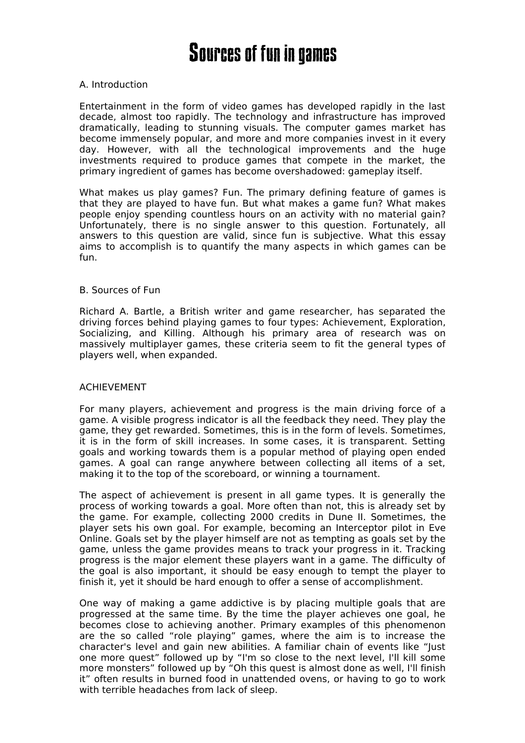# Sources of fun in games

## A. Introduction

Entertainment in the form of video games has developed rapidly in the last decade, almost too rapidly. The technology and infrastructure has improved dramatically, leading to stunning visuals. The computer games market has become immensely popular, and more and more companies invest in it every day. However, with all the technological improvements and the huge investments required to produce games that compete in the market, the primary ingredient of games has become overshadowed: gameplay itself.

What makes us play games? Fun. The primary defining feature of games is that they are played to have fun. But what makes a game fun? What makes people enjoy spending countless hours on an activity with no material gain? Unfortunately, there is no single answer to this question. Fortunately, all answers to this question are valid, since fun is subjective. What this essay aims to accomplish is to quantify the many aspects in which games can be fun.

## B. Sources of Fun

Richard A. Bartle, a British writer and game researcher, has separated the driving forces behind playing games to four types: Achievement, Exploration, Socializing, and Killing. Although his primary area of research was on massively multiplayer games, these criteria seem to fit the general types of players well, when expanded.

### ACHIEVEMENT

For many players, achievement and progress is the main driving force of a game. A visible progress indicator is all the feedback they need. They play the game, they get rewarded. Sometimes, this is in the form of levels. Sometimes, it is in the form of skill increases. In some cases, it is transparent. Setting goals and working towards them is a popular method of playing open ended games. A goal can range anywhere between collecting all items of a set, making it to the top of the scoreboard, or winning a tournament.

The aspect of achievement is present in all game types. It is generally the process of working towards a goal. More often than not, this is already set by the game. For example, collecting 2000 credits in Dune II. Sometimes, the player sets his own goal. For example, becoming an Interceptor pilot in Eve Online. Goals set by the player himself are not as tempting as goals set by the game, unless the game provides means to track your progress in it. Tracking progress is the major element these players want in a game. The difficulty of the goal is also important, it should be easy enough to tempt the player to finish it, yet it should be hard enough to offer a sense of accomplishment.

One way of making a game addictive is by placing multiple goals that are progressed at the same time. By the time the player achieves one goal, he becomes close to achieving another. Primary examples of this phenomenon are the so called "role playing" games, where the aim is to increase the character's level and gain new abilities. A familiar chain of events like "Just one more quest" followed up by "I'm so close to the next level, I'll kill some more monsters" followed up by "Oh this quest is almost done as well, I'll finish it" often results in burned food in unattended ovens, or having to go to work with terrible headaches from lack of sleep.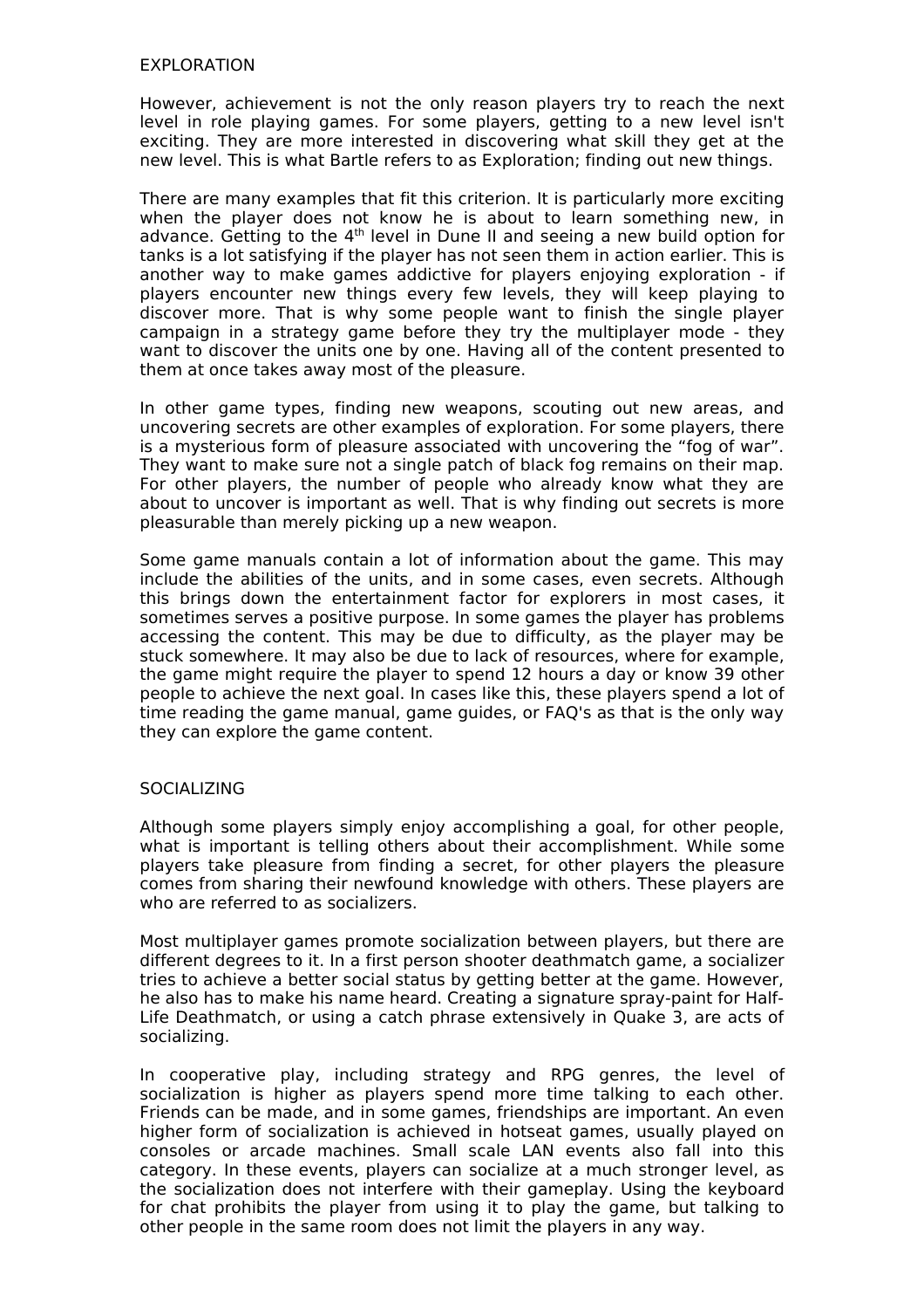## EXPLORATION

However, achievement is not the only reason players try to reach the next level in role playing games. For some players, getting to a new level isn't exciting. They are more interested in discovering what skill they get at the new level. This is what Bartle refers to as Exploration; finding out new things.

There are many examples that fit this criterion. It is particularly more exciting when the player does not know he is about to learn something new, in advance. Getting to the 4$^{th}$ level in Dune II and seeing a new build option for tanks is a lot satisfying if the player has not seen them in action earlier. This is another way to make games addictive for players enjoying exploration - if players encounter new things every few levels, they will keep playing to discover more. That is why some people want to finish the single player campaign in a strategy game before they try the multiplayer mode - they want to discover the units one by one. Having all of the content presented to them at once takes away most of the pleasure.

In other game types, finding new weapons, scouting out new areas, and uncovering secrets are other examples of exploration. For some players, there is a mysterious form of pleasure associated with uncovering the "fog of war". They want to make sure not a single patch of black fog remains on their map. For other players, the number of people who already know what they are about to uncover is important as well. That is why finding out secrets is more pleasurable than merely picking up a new weapon.

Some game manuals contain a lot of information about the game. This may include the abilities of the units, and in some cases, even secrets. Although this brings down the entertainment factor for explorers in most cases, it sometimes serves a positive purpose. In some games the player has problems accessing the content. This may be due to difficulty, as the player may be stuck somewhere. It may also be due to lack of resources, where for example, the game might require the player to spend 12 hours a day or know 39 other people to achieve the next goal. In cases like this, these players spend a lot of time reading the game manual, game guides, or FAQ's as that is the only way they can explore the game content.

## SOCIALIZING

Although some players simply enjoy accomplishing a goal, for other people, what is important is telling others about their accomplishment. While some players take pleasure from finding a secret, for other players the pleasure comes from sharing their newfound knowledge with others. These players are who are referred to as socializers.

Most multiplayer games promote socialization between players, but there are different degrees to it. In a first person shooter deathmatch game, a socializer tries to achieve a better social status by getting better at the game. However, he also has to make his name heard. Creating a signature spray-paint for Half-Life Deathmatch, or using a catch phrase extensively in Quake 3, are acts of socializing.

In cooperative play, including strategy and RPG genres, the level of socialization is higher as players spend more time talking to each other. Friends can be made, and in some games, friendships are important. An even higher form of socialization is achieved in hotseat games, usually played on consoles or arcade machines. Small scale LAN events also fall into this category. In these events, players can socialize at a much stronger level, as the socialization does not interfere with their gameplay. Using the keyboard for chat prohibits the player from using it to play the game, but talking to other people in the same room does not limit the players in any way.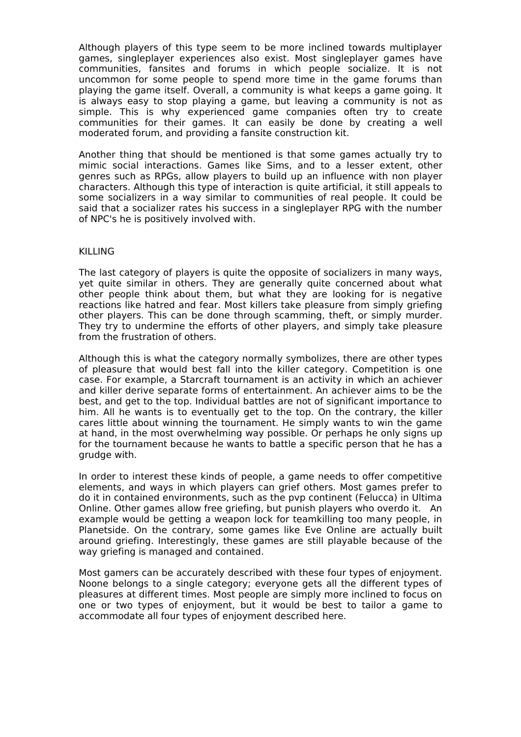Although players of this type seem to be more inclined towards multiplayer games, singleplayer experiences also exist. Most singleplayer games have communities, fansites and forums in which people socialize. It is not uncommon for some people to spend more time in the game forums than playing the game itself. Overall, a community is what keeps a game going. It is always easy to stop playing a game, but leaving a community is not as simple. This is why experienced game companies often try to create communities for their games. It can easily be done by creating a well moderated forum, and providing a fansite construction kit.

Another thing that should be mentioned is that some games actually try to mimic social interactions. Games like Sims, and to a lesser extent, other genres such as RPGs, allow players to build up an influence with non player characters. Although this type of interaction is quite artificial, it still appeals to some socializers in a way similar to communities of real people. It could be said that a socializer rates his success in a singleplayer RPG with the number of NPC's he is positively involved with.

## KILLING

The last category of players is quite the opposite of socializers in many ways, yet quite similar in others. They are generally quite concerned about what other people think about them, but what they are looking for is negative reactions like hatred and fear. Most killers take pleasure from simply griefing other players. This can be done through scamming, theft, or simply murder. They try to undermine the efforts of other players, and simply take pleasure from the frustration of others.

Although this is what the category normally symbolizes, there are other types of pleasure that would best fall into the killer category. Competition is one case. For example, a Starcraft tournament is an activity in which an achiever and killer derive separate forms of entertainment. An achiever aims to be the best, and get to the top. Individual battles are not of significant importance to him. All he wants is to eventually get to the top. On the contrary, the killer cares little about winning the tournament. He simply wants to win the game at hand, in the most overwhelming way possible. Or perhaps he only signs up for the tournament because he wants to battle a specific person that he has a grudge with.

In order to interest these kinds of people, a game needs to offer competitive elements, and ways in which players can grief others. Most games prefer to do it in contained environments, such as the pvp continent (Felucca) in Ultima Online. Other games allow free griefing, but punish players who overdo it. An example would be getting a weapon lock for teamkilling too many people, in Planetside. On the contrary, some games like Eve Online are actually built around griefing. Interestingly, these games are still playable because of the way griefing is managed and contained.

Most gamers can be accurately described with these four types of enjoyment. Noone belongs to a single category; everyone gets all the different types of pleasures at different times. Most people are simply more inclined to focus on one or two types of enjoyment, but it would be best to tailor a game to accommodate all four types of enjoyment described here.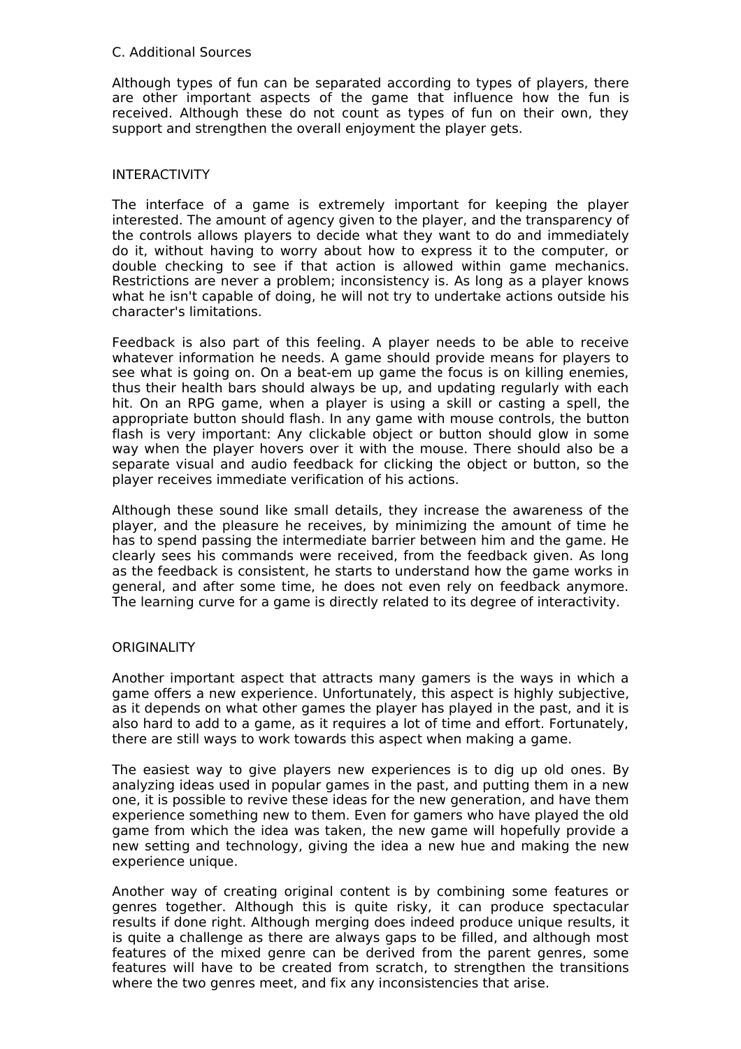### C. Additional Sources

Although types of fun can be separated according to types of players, there are other important aspects of the game that influence how the fun is received. Although these do not count as types of fun on their own, they support and strengthen the overall enjoyment the player gets.

#### INTERACTIVITY

The interface of a game is extremely important for keeping the player interested. The amount of agency given to the player, and the transparency of the controls allows players to decide what they want to do and immediately do it, without having to worry about how to express it to the computer, or double checking to see if that action is allowed within game mechanics. Restrictions are never a problem; inconsistency is. As long as a player knows what he isn't capable of doing, he will not try to undertake actions outside his character's limitations.

Feedback is also part of this feeling. A player needs to be able to receive whatever information he needs. A game should provide means for players to see what is going on. On a beat-em up game the focus is on killing enemies, thus their health bars should always be up, and updating regularly with each hit. On an RPG game, when a player is using a skill or casting a spell, the appropriate button should flash. In any game with mouse controls, the button flash is very important: Any clickable object or button should glow in some way when the player hovers over it with the mouse. There should also be a separate visual and audio feedback for clicking the object or button, so the player receives immediate verification of his actions.

Although these sound like small details, they increase the awareness of the player, and the pleasure he receives, by minimizing the amount of time he has to spend passing the intermediate barrier between him and the game. He clearly sees his commands were received, from the feedback given. As long as the feedback is consistent, he starts to understand how the game works in general, and after some time, he does not even rely on feedback anymore. The learning curve for a game is directly related to its degree of interactivity.

#### ORIGINALITY

Another important aspect that attracts many gamers is the ways in which a game offers a new experience. Unfortunately, this aspect is highly subjective, as it depends on what other games the player has played in the past, and it is also hard to add to a game, as it requires a lot of time and effort. Fortunately, there are still ways to work towards this aspect when making a game.

The easiest way to give players new experiences is to dig up old ones. By analyzing ideas used in popular games in the past, and putting them in a new one, it is possible to revive these ideas for the new generation, and have them experience something new to them. Even for gamers who have played the old game from which the idea was taken, the new game will hopefully provide a new setting and technology, giving the idea a new hue and making the new experience unique.

Another way of creating original content is by combining some features or genres together. Although this is quite risky, it can produce spectacular results if done right. Although merging does indeed produce unique results, it is quite a challenge as there are always gaps to be filled, and although most features of the mixed genre can be derived from the parent genres, some features will have to be created from scratch, to strengthen the transitions where the two genres meet, and fix any inconsistencies that arise.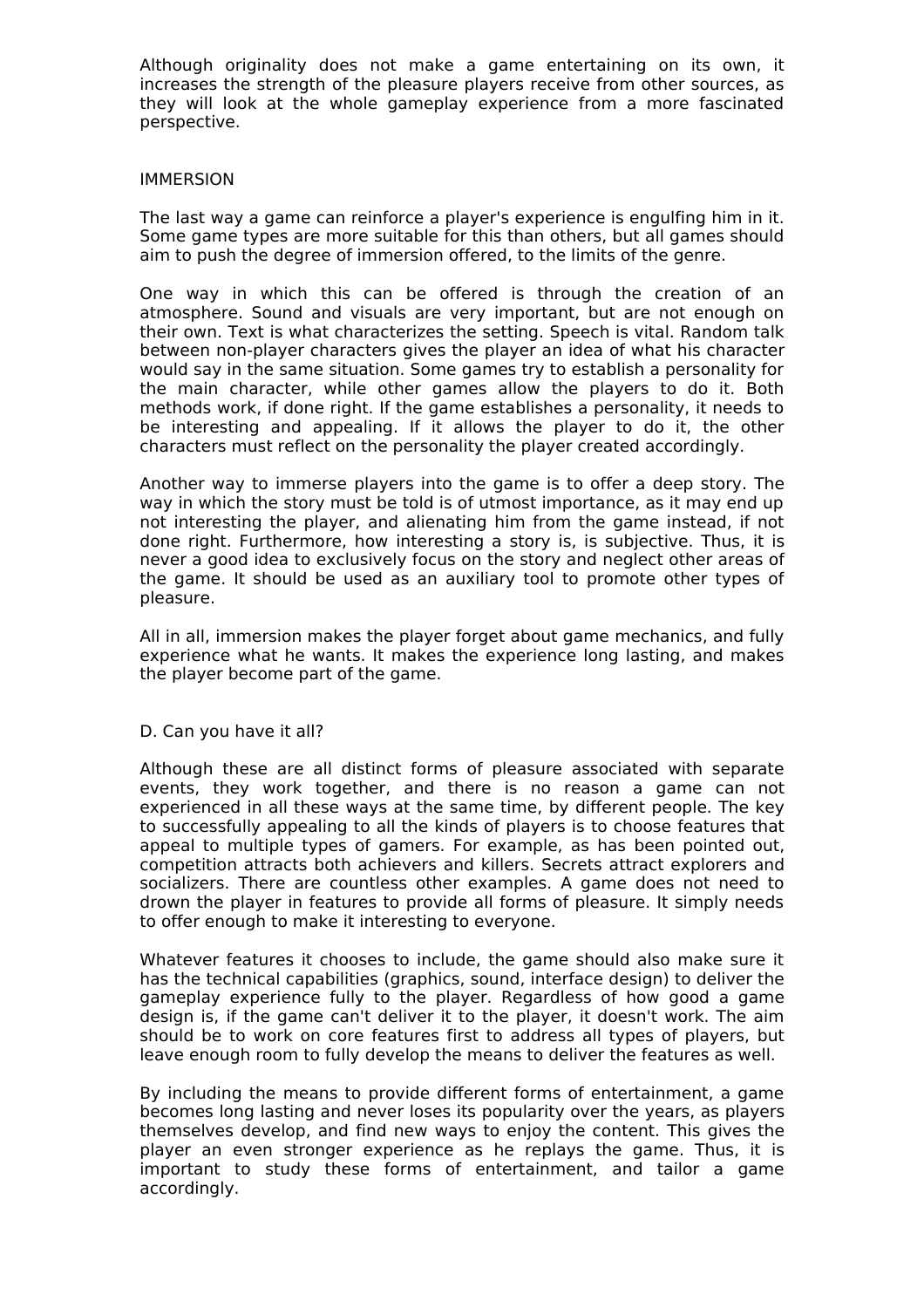Although originality does not make a game entertaining on its own, it increases the strength of the pleasure players receive from other sources, as they will look at the whole gameplay experience from a more fascinated perspective.

### IMMERSION

The last way a game can reinforce a player's experience is engulfing him in it. Some game types are more suitable for this than others, but all games should aim to push the degree of immersion offered, to the limits of the genre.

One way in which this can be offered is through the creation of an atmosphere. Sound and visuals are very important, but are not enough on their own. Text is what characterizes the setting. Speech is vital. Random talk between non-player characters gives the player an idea of what his character would say in the same situation. Some games try to establish a personality for the main character, while other games allow the players to do it. Both methods work, if done right. If the game establishes a personality, it needs to be interesting and appealing. If it allows the player to do it, the other characters must reflect on the personality the player created accordingly.

Another way to immerse players into the game is to offer a deep story. The way in which the story must be told is of utmost importance, as it may end up not interesting the player, and alienating him from the game instead, if not done right. Furthermore, how interesting a story is, is subjective. Thus, it is never a good idea to exclusively focus on the story and neglect other areas of the game. It should be used as an auxiliary tool to promote other types of pleasure.

All in all, immersion makes the player forget about game mechanics, and fully experience what he wants. It makes the experience long lasting, and makes the player become part of the game.

## D. Can you have it all?

Although these are all distinct forms of pleasure associated with separate events, they work together, and there is no reason a game can not experienced in all these ways at the same time, by different people. The key to successfully appealing to all the kinds of players is to choose features that appeal to multiple types of gamers. For example, as has been pointed out, competition attracts both achievers and killers. Secrets attract explorers and socializers. There are countless other examples. A game does not need to drown the player in features to provide all forms of pleasure. It simply needs to offer enough to make it interesting to everyone.

Whatever features it chooses to include, the game should also make sure it has the technical capabilities (graphics, sound, interface design) to deliver the gameplay experience fully to the player. Regardless of how good a game design is, if the game can't deliver it to the player, it doesn't work. The aim should be to work on core features first to address all types of players, but leave enough room to fully develop the means to deliver the features as well.

By including the means to provide different forms of entertainment, a game becomes long lasting and never loses its popularity over the years, as players themselves develop, and find new ways to enjoy the content. This gives the player an even stronger experience as he replays the game. Thus, it is important to study these forms of entertainment, and tailor a game accordingly.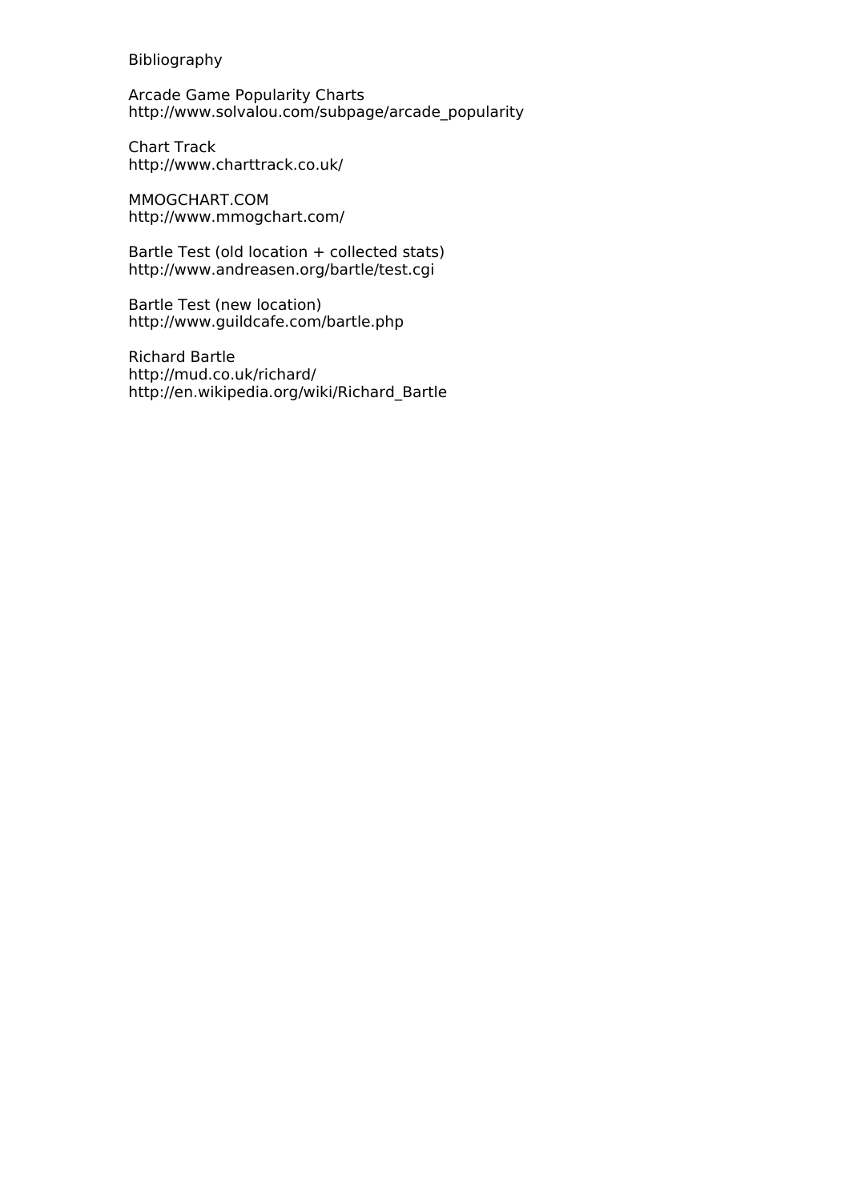# Bibliography

Arcade Game Popularity Charts
http://www.solvalou.com/subpage/arcade_popularity

Chart Track
http://www.charttrack.co.uk/

MMOGCHART.COM
http://www.mmogchart.com/

Bartle Test (old location + collected stats)
http://www.andreasen.org/bartle/test.cgi

Bartle Test (new location)
http://www.guildcafe.com/bartle.php

Richard Bartle
http://mud.co.uk/richard/
http://en.wikipedia.org/wiki/Richard_Bartle